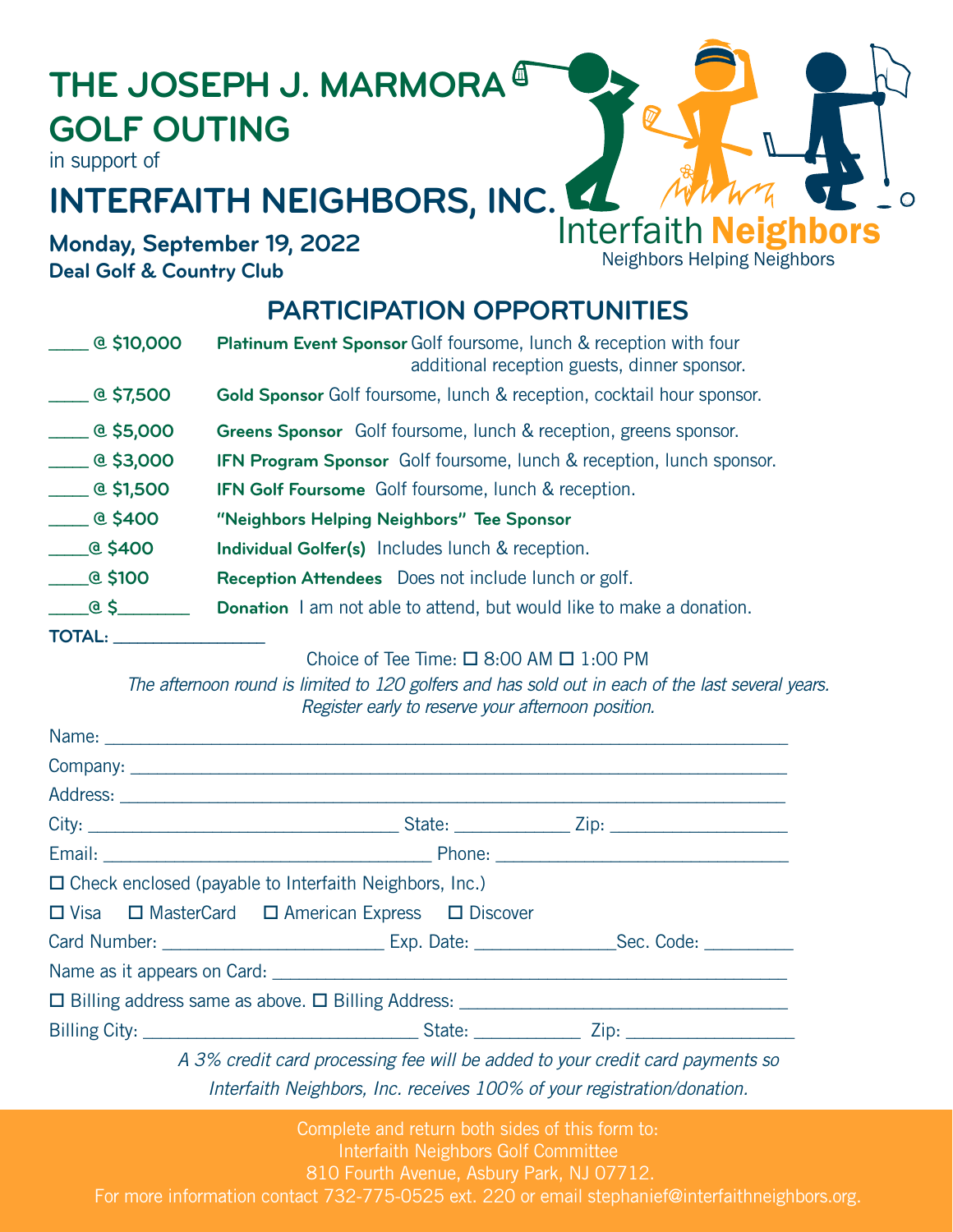# THE JOSEPH J. MARMORA GOLF OUTING

in support of

# INTERFAITH NEIGHBORS, INC.

**Monday, September 19, 2022**
**Deal Golf & Country Club**

Interfaith **Neighbors**
Neighbors Helping Neighbors

## PARTICIPATION OPPORTUNITIES

| | |
|---|---|
| ____ @ $10,000 | **Platinum Event Sponsor** Golf foursome, lunch & reception with four additional reception guests, dinner sponsor. |
| ____ @ $7,500 | **Gold Sponsor** Golf foursome, lunch & reception, cocktail hour sponsor. |
| ____ @ $5,000 | **Greens Sponsor** Golf foursome, lunch & reception, greens sponsor. |
| ____ @ $3,000 | **IFN Program Sponsor** Golf foursome, lunch & reception, lunch sponsor. |
| ____ @ $1,500 | **IFN Golf Foursome** Golf foursome, lunch & reception. |
| ____ @ $400 | **"Neighbors Helping Neighbors" Tee Sponsor** |
| ____@ $400 | **Individual Golfer(s)** Includes lunch & reception. |
| ____@ $100 | **Reception Attendees** Does not include lunch or golf. |
| ____@ $________ | **Donation** I am not able to attend, but would like to make a donation. |

**TOTAL:** ________________

Choice of Tee Time: ☐ 8:00 AM ☐ 1:00 PM

*The afternoon round is limited to 120 golfers and has sold out in each of the last several years. Register early to reserve your afternoon position.*

Name: ______________________________________________________________

Company: ____________________________________________________________

Address: _____________________________________________________________

City: ______________________________ State: ___________ Zip: _________________

Email: ___________________________________ Phone: ____________________________

☐ Check enclosed (payable to Interfaith Neighbors, Inc.)

☐ Visa ☐ MasterCard ☐ American Express ☐ Discover

Card Number: _______________________ Exp. Date: ______________Sec. Code: _________

Name as it appears on Card: ___________________________________________________

☐ Billing address same as above. ☐ Billing Address: _________________________________

Billing City: ____________________________ State: ___________ Zip: _________________

*A 3% credit card processing fee will be added to your credit card payments so Interfaith Neighbors, Inc. receives 100% of your registration/donation.*

Complete and return both sides of this form to:
Interfaith Neighbors Golf Committee
810 Fourth Avenue, Asbury Park, NJ 07712.
For more information contact 732-775-0525 ext. 220 or email stephanief@interfaithneighbors.org.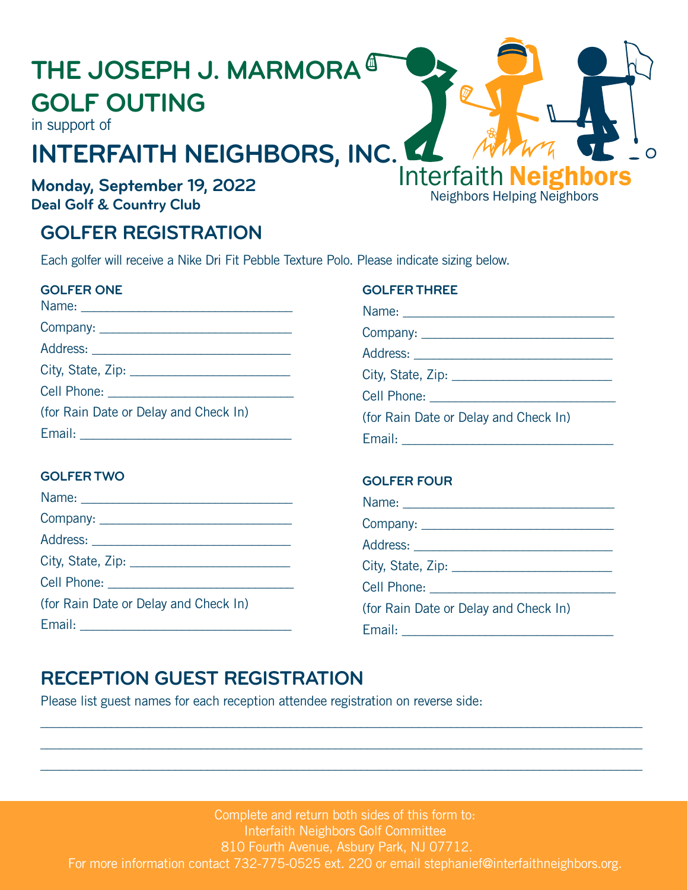# THE JOSEPH J. MARMORA GOLF OUTING

in support of

# INTERFAITH NEIGHBORS, INC.

**Monday, September 19, 2022**
**Deal Golf & Country Club**

Interfaith **Neighbors**
Neighbors Helping Neighbors

## GOLFER REGISTRATION

Each golfer will receive a Nike Dri Fit Pebble Texture Polo. Please indicate sizing below.

### GOLFER ONE

Name: ______________________________

Company: ___________________________

Address: ____________________________

City, State, Zip: ______________________

Cell Phone: __________________________

(for Rain Date or Delay and Check In)

Email: ______________________________

### GOLFER TWO

Name: ______________________________

Company: ___________________________

Address: ____________________________

City, State, Zip: ______________________

Cell Phone: __________________________

(for Rain Date or Delay and Check In)

Email: ______________________________

### GOLFER THREE

Name: ______________________________

Company: ___________________________

Address: ____________________________

City, State, Zip: ______________________

Cell Phone: __________________________

(for Rain Date or Delay and Check In)

Email: ______________________________

### GOLFER FOUR

Name: ______________________________

Company: ___________________________

Address: ____________________________

City, State, Zip: ______________________

Cell Phone: __________________________

(for Rain Date or Delay and Check In)

Email: ______________________________

## RECEPTION GUEST REGISTRATION

Please list guest names for each reception attendee registration on reverse side:

______________________________________________________________________________

______________________________________________________________________________

______________________________________________________________________________

Complete and return both sides of this form to:
Interfaith Neighbors Golf Committee
810 Fourth Avenue, Asbury Park, NJ 07712.
For more information contact 732-775-0525 ext. 220 or email stephanief@interfaithneighbors.org.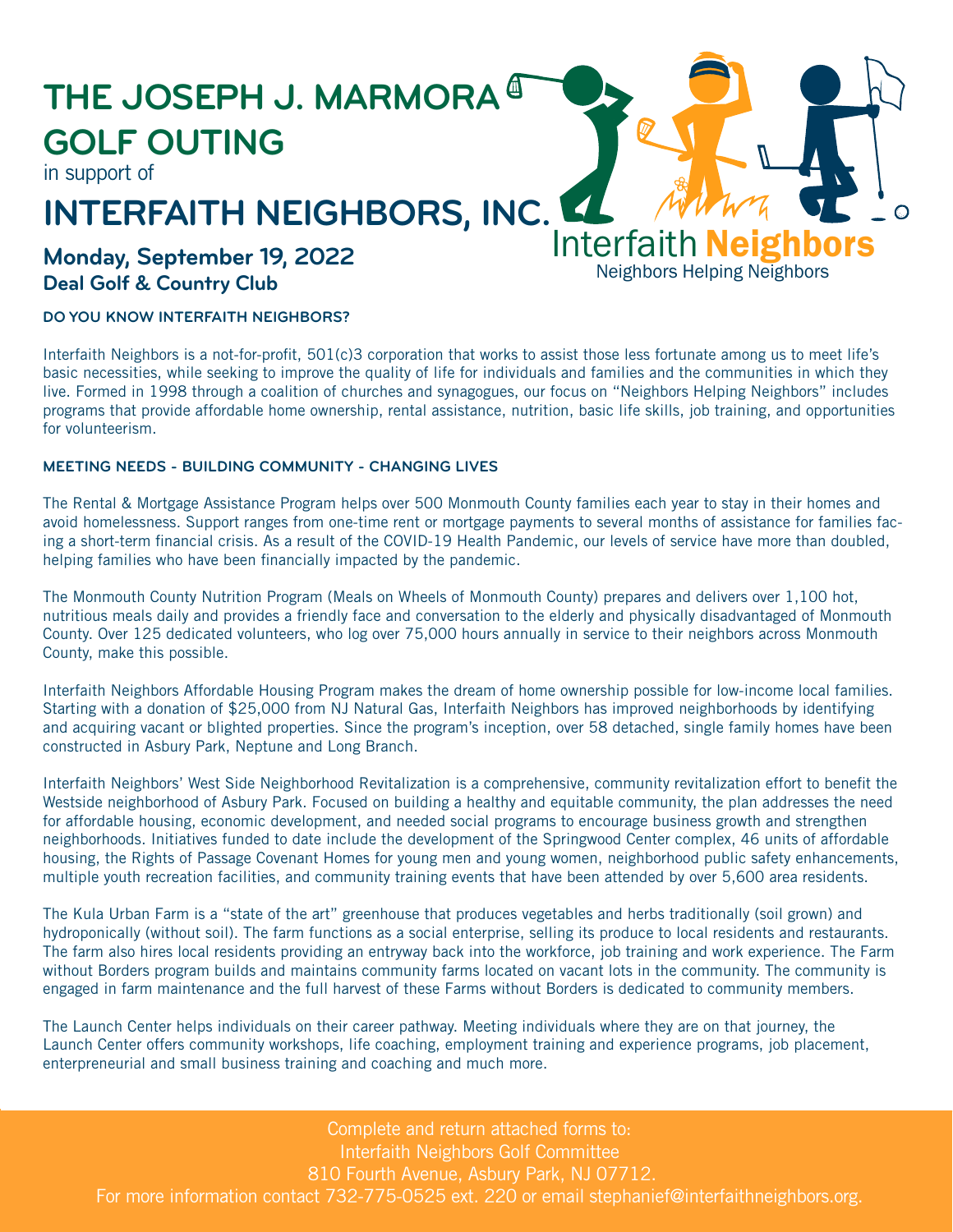# THE JOSEPH J. MARMORA GOLF OUTING

in support of

# INTERFAITH NEIGHBORS, INC.

## Monday, September 19, 2022
### Deal Golf & Country Club

Interfaith **Neighbors**
Neighbors Helping Neighbors

#### DO YOU KNOW INTERFAITH NEIGHBORS?

Interfaith Neighbors is a not-for-profit, 501(c)3 corporation that works to assist those less fortunate among us to meet life's basic necessities, while seeking to improve the quality of life for individuals and families and the communities in which they live. Formed in 1998 through a coalition of churches and synagogues, our focus on "Neighbors Helping Neighbors" includes programs that provide affordable home ownership, rental assistance, nutrition, basic life skills, job training, and opportunities for volunteerism.

#### MEETING NEEDS - BUILDING COMMUNITY - CHANGING LIVES

The Rental & Mortgage Assistance Program helps over 500 Monmouth County families each year to stay in their homes and avoid homelessness. Support ranges from one-time rent or mortgage payments to several months of assistance for families facing a short-term financial crisis. As a result of the COVID-19 Health Pandemic, our levels of service have more than doubled, helping families who have been financially impacted by the pandemic.

The Monmouth County Nutrition Program (Meals on Wheels of Monmouth County) prepares and delivers over 1,100 hot, nutritious meals daily and provides a friendly face and conversation to the elderly and physically disadvantaged of Monmouth County. Over 125 dedicated volunteers, who log over 75,000 hours annually in service to their neighbors across Monmouth County, make this possible.

Interfaith Neighbors Affordable Housing Program makes the dream of home ownership possible for low-income local families. Starting with a donation of $25,000 from NJ Natural Gas, Interfaith Neighbors has improved neighborhoods by identifying and acquiring vacant or blighted properties. Since the program's inception, over 58 detached, single family homes have been constructed in Asbury Park, Neptune and Long Branch.

Interfaith Neighbors' West Side Neighborhood Revitalization is a comprehensive, community revitalization effort to benefit the Westside neighborhood of Asbury Park. Focused on building a healthy and equitable community, the plan addresses the need for affordable housing, economic development, and needed social programs to encourage business growth and strengthen neighborhoods. Initiatives funded to date include the development of the Springwood Center complex, 46 units of affordable housing, the Rights of Passage Covenant Homes for young men and young women, neighborhood public safety enhancements, multiple youth recreation facilities, and community training events that have been attended by over 5,600 area residents.

The Kula Urban Farm is a "state of the art" greenhouse that produces vegetables and herbs traditionally (soil grown) and hydroponically (without soil). The farm functions as a social enterprise, selling its produce to local residents and restaurants. The farm also hires local residents providing an entryway back into the workforce, job training and work experience. The Farm without Borders program builds and maintains community farms located on vacant lots in the community. The community is engaged in farm maintenance and the full harvest of these Farms without Borders is dedicated to community members.

The Launch Center helps individuals on their career pathway. Meeting individuals where they are on that journey, the Launch Center offers community workshops, life coaching, employment training and experience programs, job placement, enterpreneurial and small business training and coaching and much more.

Complete and return attached forms to:
Interfaith Neighbors Golf Committee
810 Fourth Avenue, Asbury Park, NJ 07712.
For more information contact 732-775-0525 ext. 220 or email stephanief@interfaithneighbors.org.